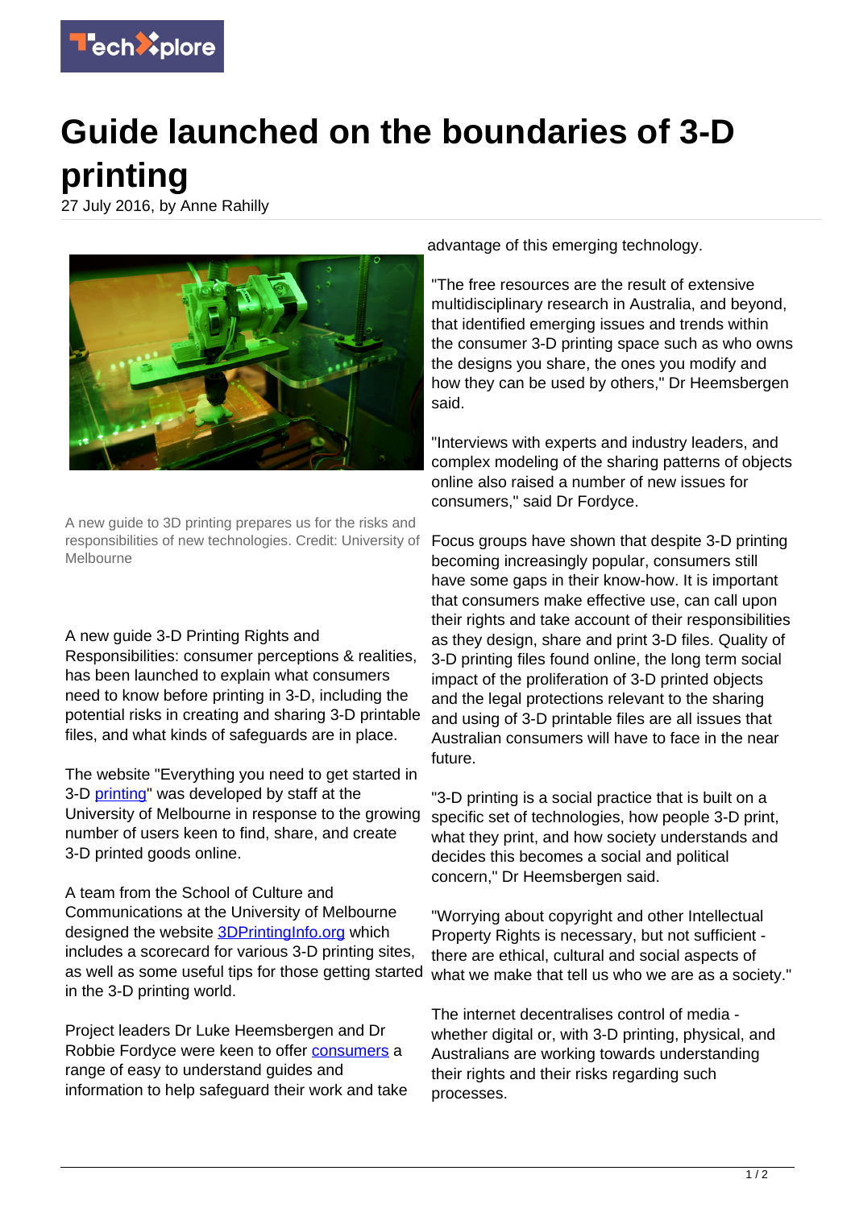# Guide launched on the boundaries of 3-D printing

27 July 2016, by Anne Rahilly

A new guide to 3D printing prepares us for the risks and responsibilities of new technologies. Credit: University of Melbourne

A new guide 3-D Printing Rights and Responsibilities: consumer perceptions & realities, has been launched to explain what consumers need to know before printing in 3-D, including the potential risks in creating and sharing 3-D printable files, and what kinds of safeguards are in place.

The website "Everything you need to get started in 3-D printing" was developed by staff at the University of Melbourne in response to the growing number of users keen to find, share, and create 3-D printed goods online.

A team from the School of Culture and Communications at the University of Melbourne designed the website 3DPrintingInfo.org which includes a scorecard for various 3-D printing sites, as well as some useful tips for those getting started in the 3-D printing world.

Project leaders Dr Luke Heemsbergen and Dr Robbie Fordyce were keen to offer consumers a range of easy to understand guides and information to help safeguard their work and take advantage of this emerging technology.

"The free resources are the result of extensive multidisciplinary research in Australia, and beyond, that identified emerging issues and trends within the consumer 3-D printing space such as who owns the designs you share, the ones you modify and how they can be used by others," Dr Heemsbergen said.

"Interviews with experts and industry leaders, and complex modeling of the sharing patterns of objects online also raised a number of new issues for consumers," said Dr Fordyce.

Focus groups have shown that despite 3-D printing becoming increasingly popular, consumers still have some gaps in their know-how. It is important that consumers make effective use, can call upon their rights and take account of their responsibilities as they design, share and print 3-D files. Quality of 3-D printing files found online, the long term social impact of the proliferation of 3-D printed objects and the legal protections relevant to the sharing and using of 3-D printable files are all issues that Australian consumers will have to face in the near future.

"3-D printing is a social practice that is built on a specific set of technologies, how people 3-D print, what they print, and how society understands and decides this becomes a social and political concern," Dr Heemsbergen said.

"Worrying about copyright and other Intellectual Property Rights is necessary, but not sufficient - there are ethical, cultural and social aspects of what we make that tell us who we are as a society."

The internet decentralises control of media - whether digital or, with 3-D printing, physical, and Australians are working towards understanding their rights and their risks regarding such processes.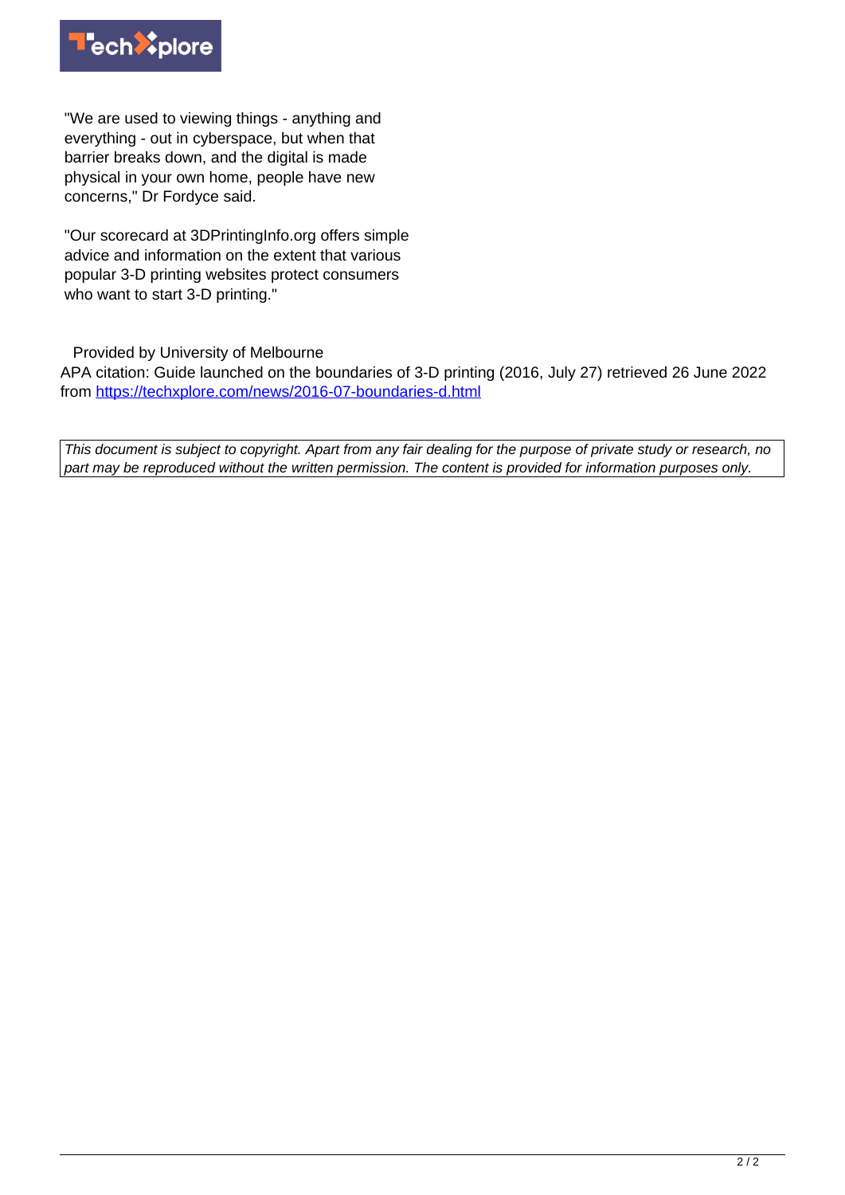"We are used to viewing things - anything and everything - out in cyberspace, but when that barrier breaks down, and the digital is made physical in your own home, people have new concerns," Dr Fordyce said.

"Our scorecard at 3DPrintingInfo.org offers simple advice and information on the extent that various popular 3-D printing websites protect consumers who want to start 3-D printing."

Provided by University of Melbourne

APA citation: Guide launched on the boundaries of 3-D printing (2016, July 27) retrieved 26 June 2022 from https://techxplore.com/news/2016-07-boundaries-d.html

*This document is subject to copyright. Apart from any fair dealing for the purpose of private study or research, no part may be reproduced without the written permission. The content is provided for information purposes only.*